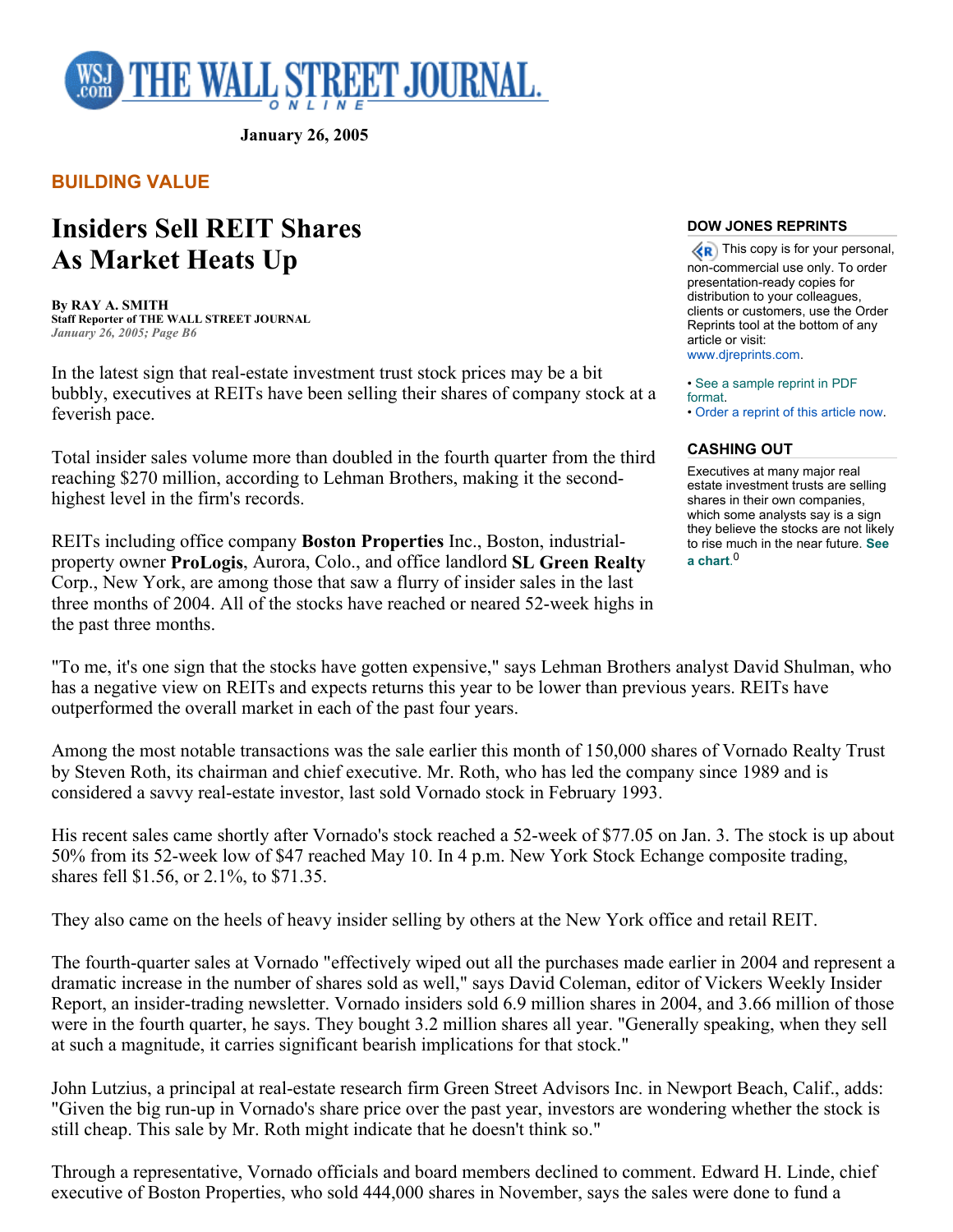January 26, 2005

**BUILDING VALUE**

# Insiders Sell REIT Shares As Market Heats Up

**By RAY A. SMITH**
**Staff Reporter of THE WALL STREET JOURNAL**
*January 26, 2005; Page B6*

In the latest sign that real-estate investment trust stock prices may be a bit bubbly, executives at REITs have been selling their shares of company stock at a feverish pace.

Total insider sales volume more than doubled in the fourth quarter from the third reaching $270 million, according to Lehman Brothers, making it the second-highest level in the firm's records.

REITs including office company **Boston Properties** Inc., Boston, industrial-property owner **ProLogis**, Aurora, Colo., and office landlord **SL Green Realty** Corp., New York, are among those that saw a flurry of insider sales in the last three months of 2004. All of the stocks have reached or neared 52-week highs in the past three months.

**DOW JONES REPRINTS**

This copy is for your personal, non-commercial use only. To order presentation-ready copies for distribution to your colleagues, clients or customers, use the Order Reprints tool at the bottom of any article or visit: www.djreprints.com.

- See a sample reprint in PDF format.
- Order a reprint of this article now.

**CASHING OUT**

Executives at many major real estate investment trusts are selling shares in their own companies, which some analysts say is a sign they believe the stocks are not likely to rise much in the near future. **See a chart**.[0]

"To me, it's one sign that the stocks have gotten expensive," says Lehman Brothers analyst David Shulman, who has a negative view on REITs and expects returns this year to be lower than previous years. REITs have outperformed the overall market in each of the past four years.

Among the most notable transactions was the sale earlier this month of 150,000 shares of Vornado Realty Trust by Steven Roth, its chairman and chief executive. Mr. Roth, who has led the company since 1989 and is considered a savvy real-estate investor, last sold Vornado stock in February 1993.

His recent sales came shortly after Vornado's stock reached a 52-week of $77.05 on Jan. 3. The stock is up about 50% from its 52-week low of $47 reached May 10. In 4 p.m. New York Stock Echange composite trading, shares fell $1.56, or 2.1%, to $71.35.

They also came on the heels of heavy insider selling by others at the New York office and retail REIT.

The fourth-quarter sales at Vornado "effectively wiped out all the purchases made earlier in 2004 and represent a dramatic increase in the number of shares sold as well," says David Coleman, editor of Vickers Weekly Insider Report, an insider-trading newsletter. Vornado insiders sold 6.9 million shares in 2004, and 3.66 million of those were in the fourth quarter, he says. They bought 3.2 million shares all year. "Generally speaking, when they sell at such a magnitude, it carries significant bearish implications for that stock."

John Lutzius, a principal at real-estate research firm Green Street Advisors Inc. in Newport Beach, Calif., adds: "Given the big run-up in Vornado's share price over the past year, investors are wondering whether the stock is still cheap. This sale by Mr. Roth might indicate that he doesn't think so."

Through a representative, Vornado officials and board members declined to comment. Edward H. Linde, chief executive of Boston Properties, who sold 444,000 shares in November, says the sales were done to fund a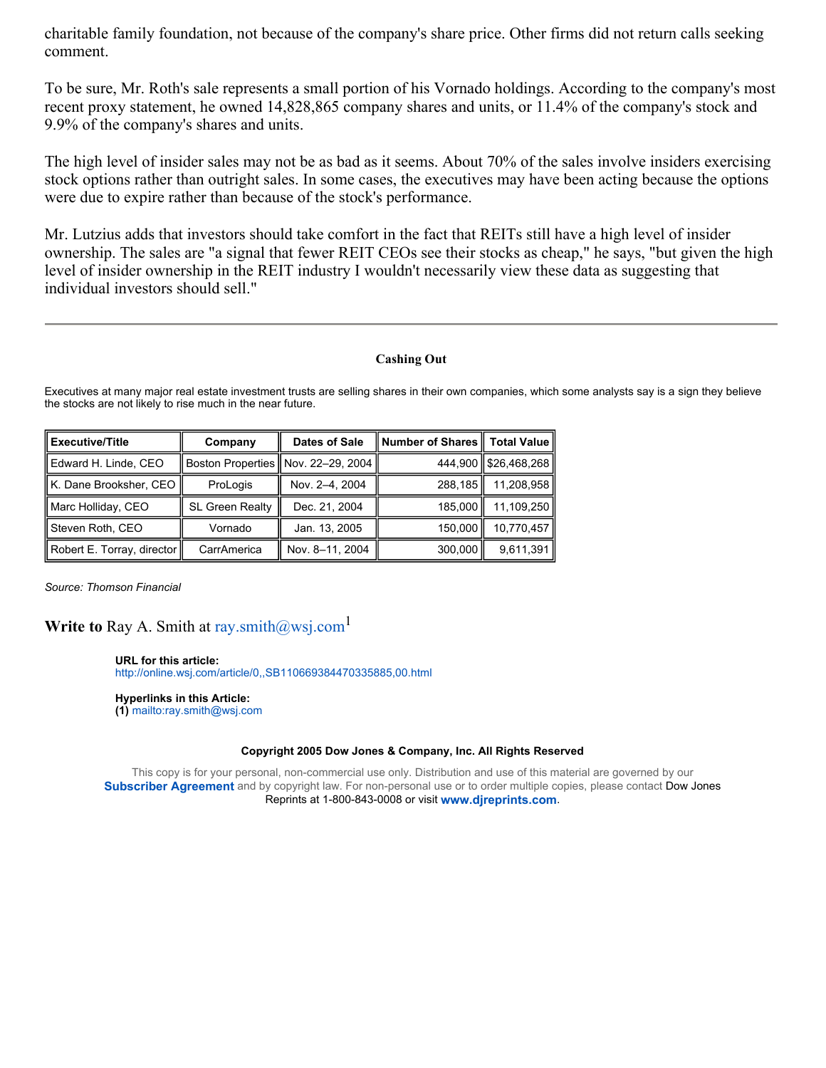charitable family foundation, not because of the company's share price. Other firms did not return calls seeking comment.

To be sure, Mr. Roth's sale represents a small portion of his Vornado holdings. According to the company's most recent proxy statement, he owned 14,828,865 company shares and units, or 11.4% of the company's stock and 9.9% of the company's shares and units.

The high level of insider sales may not be as bad as it seems. About 70% of the sales involve insiders exercising stock options rather than outright sales. In some cases, the executives may have been acting because the options were due to expire rather than because of the stock's performance.

Mr. Lutzius adds that investors should take comfort in the fact that REITs still have a high level of insider ownership. The sales are "a signal that fewer REIT CEOs see their stocks as cheap," he says, "but given the high level of insider ownership in the REIT industry I wouldn't necessarily view these data as suggesting that individual investors should sell."

---

**Cashing Out**

Executives at many major real estate investment trusts are selling shares in their own companies, which some analysts say is a sign they believe the stocks are not likely to rise much in the near future.

| Executive/Title | Company | Dates of Sale | Number of Shares | Total Value |
|---|---|---|---|---|
| Edward H. Linde, CEO | Boston Properties | Nov. 22–29, 2004 | 444,900 | $26,468,268 |
| K. Dane Brooksher, CEO | ProLogis | Nov. 2–4, 2004 | 288,185 | 11,208,958 |
| Marc Holliday, CEO | SL Green Realty | Dec. 21, 2004 | 185,000 | 11,109,250 |
| Steven Roth, CEO | Vornado | Jan. 13, 2005 | 150,000 | 10,770,457 |
| Robert E. Torray, director | CarrAmerica | Nov. 8–11, 2004 | 300,000 | 9,611,391 |

*Source: Thomson Financial*

**Write to** Ray A. Smith at ray.smith@wsj.com[1]

**URL for this article:**
http://online.wsj.com/article/0,,SB110669384470335885,00.html

**Hyperlinks in this Article:**
**(1)** mailto:ray.smith@wsj.com

**Copyright 2005 Dow Jones & Company, Inc. All Rights Reserved**

This copy is for your personal, non-commercial use only. Distribution and use of this material are governed by our **Subscriber Agreement** and by copyright law. For non-personal use or to order multiple copies, please contact Dow Jones Reprints at 1-800-843-0008 or visit **www.djreprints.com**.